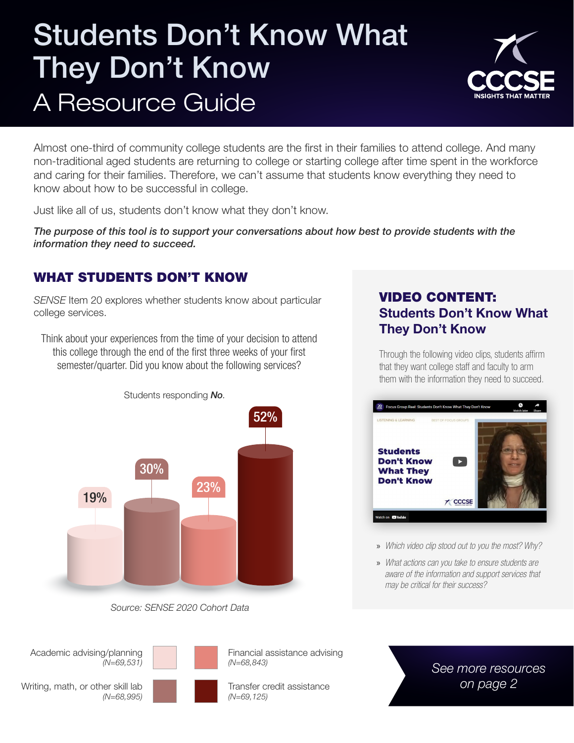# Students Don't Know What They Don't Know

## A Resource Guide

CCCSE — INSIGHTS THAT MATTER

Almost one-third of community college students are the first in their families to attend college. And many non-traditional aged students are returning to college or starting college after time spent in the workforce and caring for their families. Therefore, we can't assume that students know everything they need to know about how to be successful in college.

Just like all of us, students don't know what they don't know.

***The purpose of this tool is to support your conversations about how best to provide students with the information they need to succeed.***

## WHAT STUDENTS DON'T KNOW

*SENSE* Item 20 explores whether students know about particular college services.

Think about your experiences from the time of your decision to attend this college through the end of the first three weeks of your first semester/quarter. Did you know about the following services?

Students responding ***No***.

| Service | Students responding No |
|---|---|
| Academic advising/planning (N=69,531) | 19% |
| Writing, math, or other skill lab (N=68,995) | 30% |
| Financial assistance advising (N=68,843) | 23% |
| Transfer credit assistance (N=69,125) | 52% |

*Source: SENSE 2020 Cohort Data*

## VIDEO CONTENT: Students Don't Know What They Don't Know

Through the following video clips, students affirm that they want college staff and faculty to arm them with the information they need to succeed.

- *Which video clip stood out to you the most? Why?*
- *What actions can you take to ensure students are aware of the information and support services that may be critical for their success?*

*See more resources on page 2*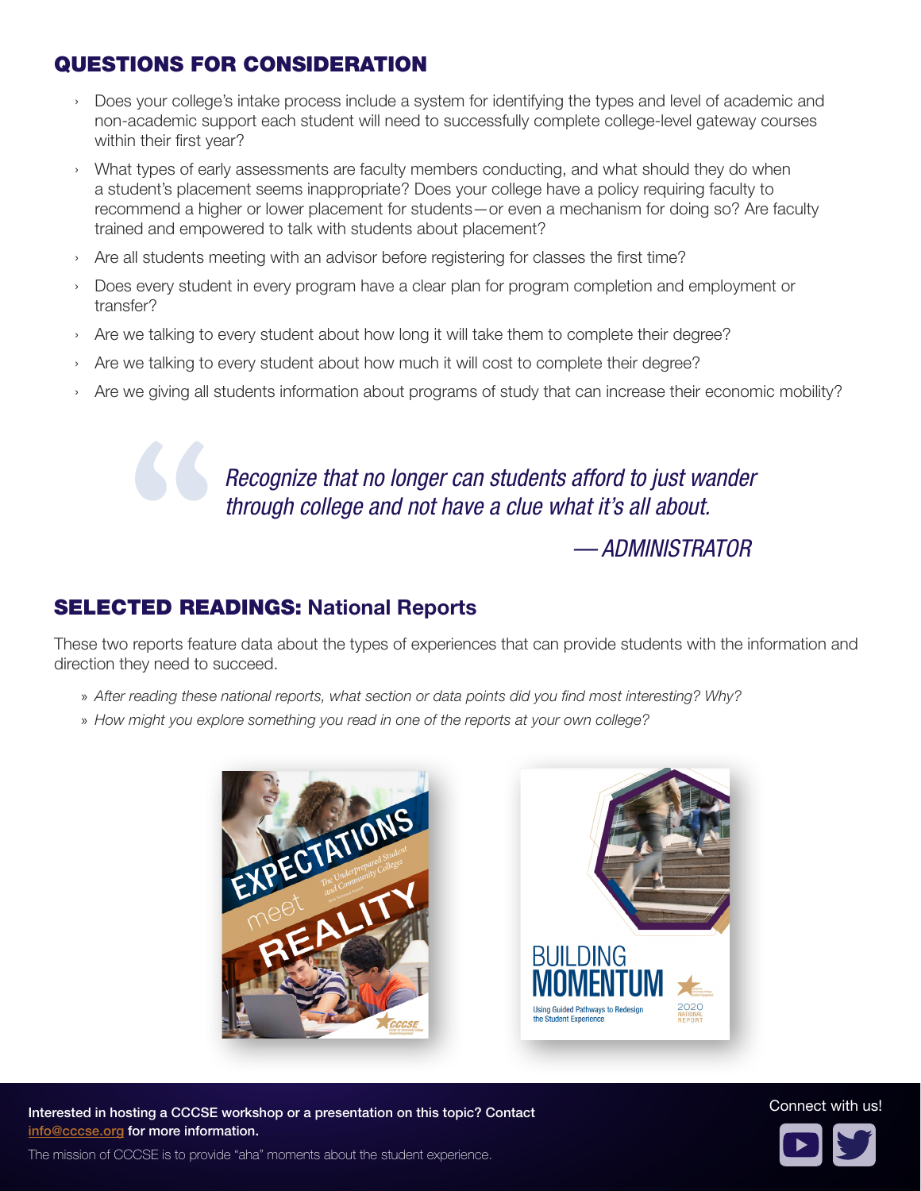## QUESTIONS FOR CONSIDERATION

- Does your college's intake process include a system for identifying the types and level of academic and non-academic support each student will need to successfully complete college-level gateway courses within their first year?
- What types of early assessments are faculty members conducting, and what should they do when a student's placement seems inappropriate? Does your college have a policy requiring faculty to recommend a higher or lower placement for students—or even a mechanism for doing so? Are faculty trained and empowered to talk with students about placement?
- Are all students meeting with an advisor before registering for classes the first time?
- Does every student in every program have a clear plan for program completion and employment or transfer?
- Are we talking to every student about how long it will take them to complete their degree?
- Are we talking to every student about how much it will cost to complete their degree?
- Are we giving all students information about programs of study that can increase their economic mobility?

> *Recognize that no longer can students afford to just wander through college and not have a clue what it's all about.*
>
> *— ADMINISTRATOR*

## SELECTED READINGS: National Reports

These two reports feature data about the types of experiences that can provide students with the information and direction they need to succeed.

- *After reading these national reports, what section or data points did you find most interesting? Why?*
- *How might you explore something you read in one of the reports at your own college?*

EXPECTATIONS meet REALITY — The Underprepared Student and Community Colleges

BUILDING MOMENTUM — Using Guided Pathways to Redesign the Student Experience — 2020 NATIONAL REPORT

Interested in hosting a CCCSE workshop or a presentation on this topic? Contact info@cccse.org for more information.

The mission of CCCSE is to provide "aha" moments about the student experience.

Connect with us!